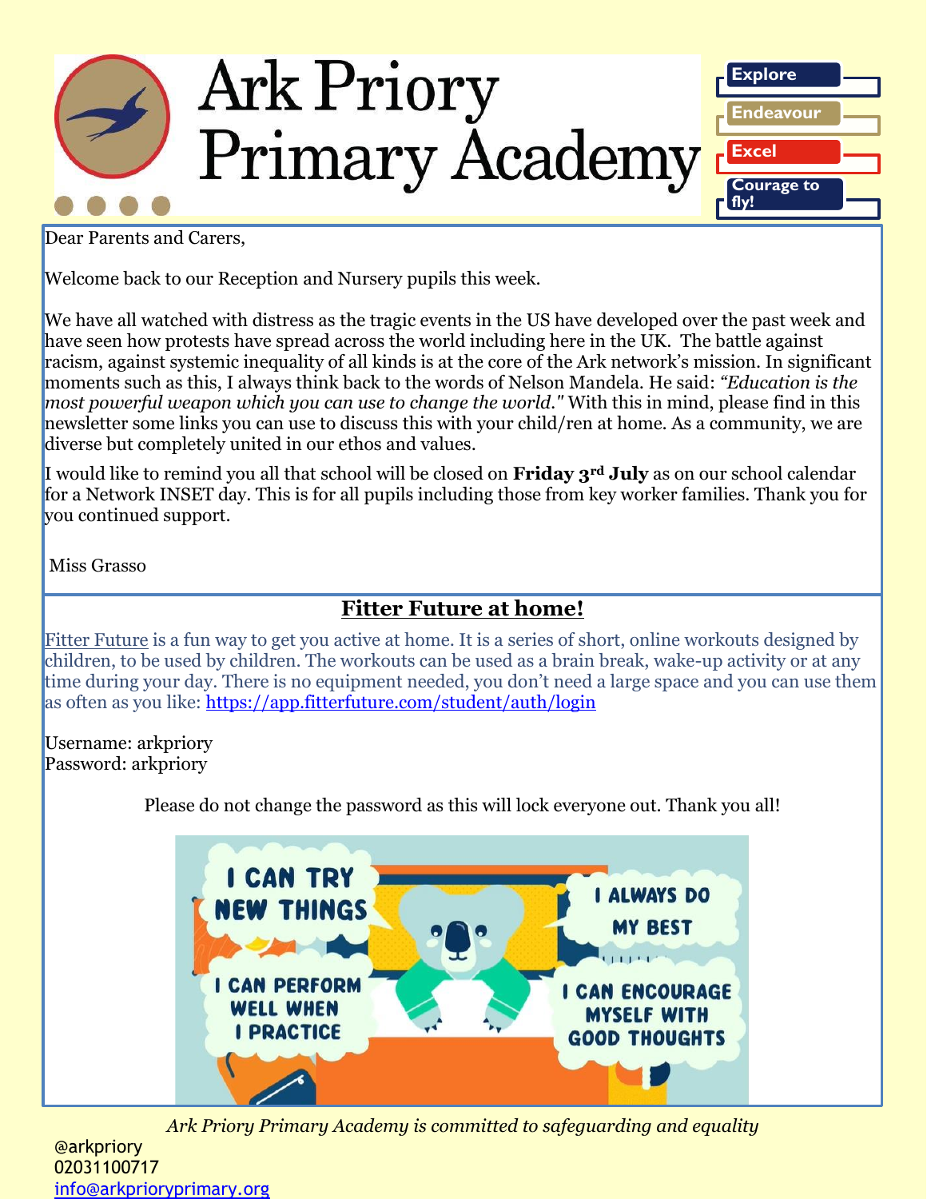# Ark Priory Primary Academy

Explore
Endeavour
Excel
Courage to fly!

Dear Parents and Carers,

Welcome back to our Reception and Nursery pupils this week.

We have all watched with distress as the tragic events in the US have developed over the past week and have seen how protests have spread across the world including here in the UK. The battle against racism, against systemic inequality of all kinds is at the core of the Ark network's mission. In significant moments such as this, I always think back to the words of Nelson Mandela. He said: *"Education is the most powerful weapon which you can use to change the world."* With this in mind, please find in this newsletter some links you can use to discuss this with your child/ren at home. As a community, we are diverse but completely united in our ethos and values.

I would like to remind you all that school will be closed on **Friday 3rd July** as on our school calendar for a Network INSET day. This is for all pupils including those from key worker families. Thank you for you continued support.

Miss Grasso

## Fitter Future at home!

Fitter Future is a fun way to get you active at home. It is a series of short, online workouts designed by children, to be used by children. The workouts can be used as a brain break, wake-up activity or at any time during your day. There is no equipment needed, you don't need a large space and you can use them as often as you like: https://app.fitterfuture.com/student/auth/login

Username: arkpriory
Password: arkpriory

Please do not change the password as this will lock everyone out. Thank you all!

I CAN TRY NEW THINGS
I ALWAYS DO MY BEST
I CAN PERFORM WELL WHEN I PRACTICE
I CAN ENCOURAGE MYSELF WITH GOOD THOUGHTS

*Ark Priory Primary Academy is committed to safeguarding and equality*

@arkpriory
02031100717
info@arkprioryprimary.org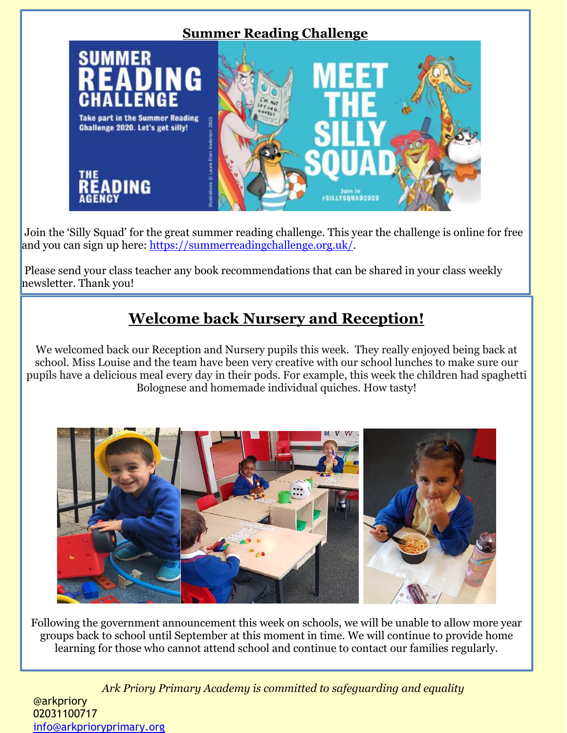## Summary Reading Challenge

Join the 'Silly Squad' for the great summer reading challenge. This year the challenge is online for free and you can sign up here: https://summerreadingchallenge.org.uk/.

Please send your class teacher any book recommendations that can be shared in your class weekly newsletter. Thank you!

## Welcome back Nursery and Reception!

We welcomed back our Reception and Nursery pupils this week. They really enjoyed being back at school. Miss Louise and the team have been very creative with our school lunches to make sure our pupils have a delicious meal every day in their pods. For example, this week the children had spaghetti Bolognese and homemade individual quiches. How tasty!

Following the government announcement this week on schools, we will be unable to allow more year groups back to school until September at this moment in time. We will continue to provide home learning for those who cannot attend school and continue to contact our families regularly.

*Ark Priory Primary Academy is committed to safeguarding and equality*

@arkpriory
02031100717
info@arkprioryprimary.org

## Summer Reading Challenge

Join the 'Silly Squad' for the great summer reading challenge. This year the challenge is online for free and you can sign up here: https://summerreadingchallenge.org.uk/.

Please send your class teacher any book recommendations that can be shared in your class weekly newsletter. Thank you!

## Welcome back Nursery and Reception!

We welcomed back our Reception and Nursery pupils this week. They really enjoyed being back at school. Miss Louise and the team have been very creative with our school lunches to make sure our pupils have a delicious meal every day in their pods. For example, this week the children had spaghetti Bolognese and homemade individual quiches. How tasty!

Following the government announcement this week on schools, we will be unable to allow more year groups back to school until September at this moment in time. We will continue to provide home learning for those who cannot attend school and continue to contact our families regularly.

*Ark Priory Primary Academy is committed to safeguarding and equality*

@arkpriory
02031100717
info@arkprioryprimary.org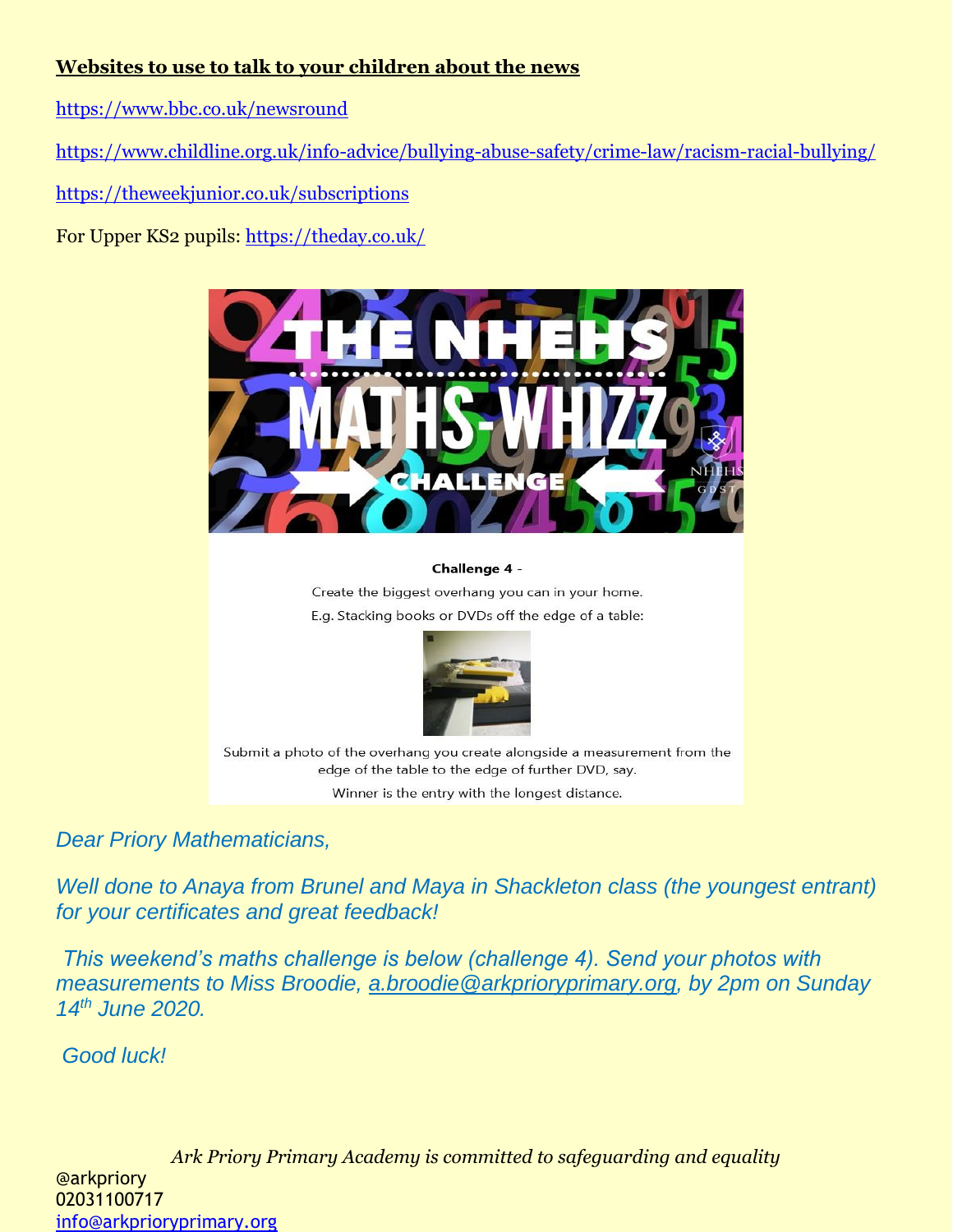**Websites to use to talk to your children about the news**

https://www.bbc.co.uk/newsround

https://www.childline.org.uk/info-advice/bullying-abuse-safety/crime-law/racism-racial-bullying/

https://theweekjunior.co.uk/subscriptions

For Upper KS2 pupils: https://theday.co.uk/

THE NHEHS MATHS-WHIZZ CHALLENGE

**Challenge 4** -

Create the biggest overhang you can in your home.

E.g. Stacking books or DVDs off the edge of a table:

Submit a photo of the overhang you create alongside a measurement from the edge of the table to the edge of further DVD, say.

Winner is the entry with the longest distance.

*Dear Priory Mathematicians,*

*Well done to Anaya from Brunel and Maya in Shackleton class (the youngest entrant) for your certificates and great feedback!*

*This weekend's maths challenge is below (challenge 4). Send your photos with measurements to Miss Broodie, a.broodie@arkprioryprimary.org, by 2pm on Sunday 14th June 2020.*

*Good luck!*

*Ark Priory Primary Academy is committed to safeguarding and equality*

@arkpriory
02031100717
info@arkprioryprimary.org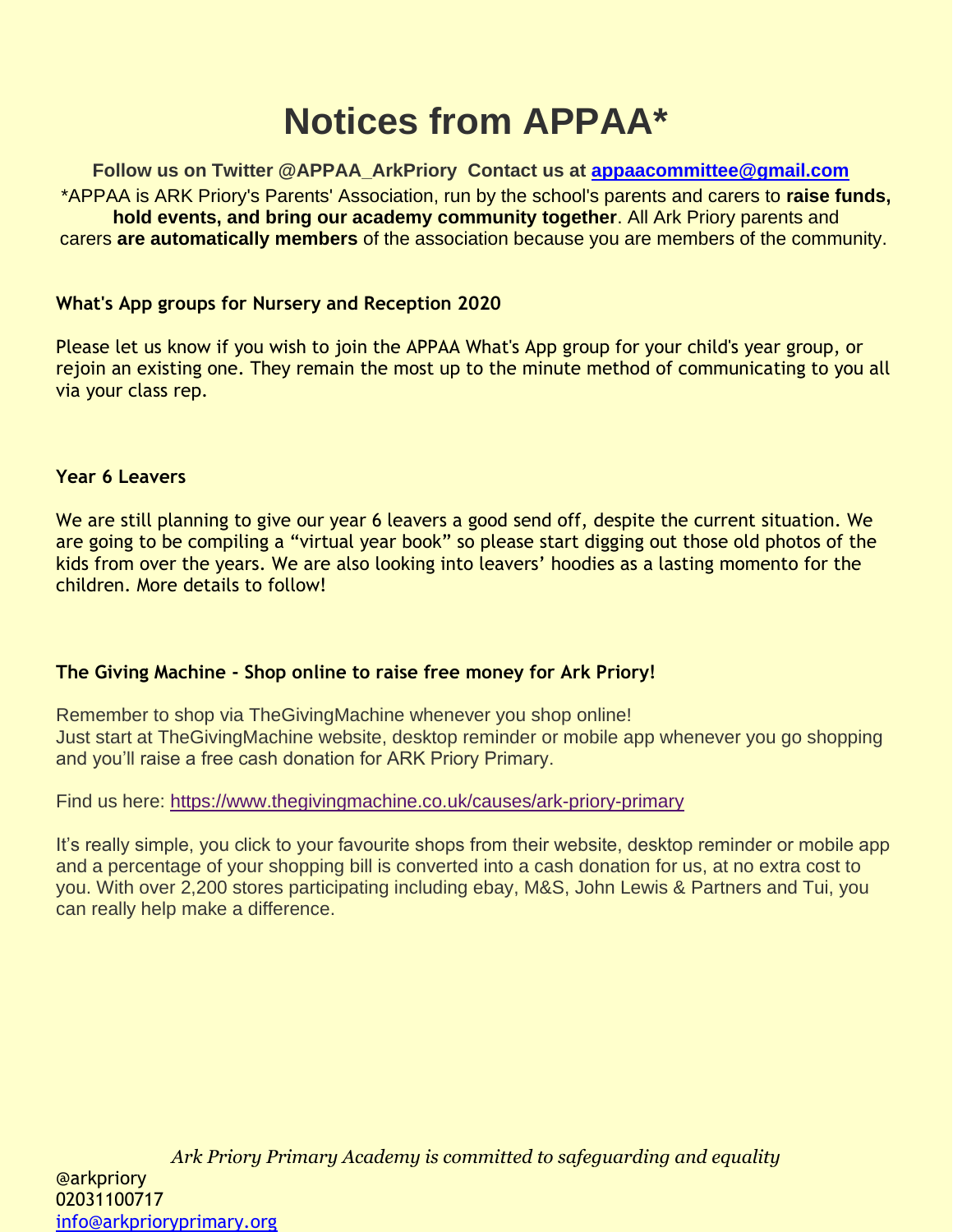# Notices from APPAA*

**Follow us on Twitter @APPAA_ArkPriory  Contact us at appaacommittee@gmail.com**

*APPAA is ARK Priory's Parents' Association, run by the school's parents and carers to **raise funds, hold events, and bring our academy community together**. All Ark Priory parents and carers **are automatically members** of the association because you are members of the community.

### What's App groups for Nursery and Reception 2020

Please let us know if you wish to join the APPAA What's App group for your child's year group, or rejoin an existing one. They remain the most up to the minute method of communicating to you all via your class rep.

### Year 6 Leavers

We are still planning to give our year 6 leavers a good send off, despite the current situation. We are going to be compiling a "virtual year book" so please start digging out those old photos of the kids from over the years. We are also looking into leavers' hoodies as a lasting momento for the children. More details to follow!

### The Giving Machine - Shop online to raise free money for Ark Priory!

Remember to shop via TheGivingMachine whenever you shop online!
Just start at TheGivingMachine website, desktop reminder or mobile app whenever you go shopping and you'll raise a free cash donation for ARK Priory Primary.

Find us here: https://www.thegivingmachine.co.uk/causes/ark-priory-primary

It's really simple, you click to your favourite shops from their website, desktop reminder or mobile app and a percentage of your shopping bill is converted into a cash donation for us, at no extra cost to you. With over 2,200 stores participating including ebay, M&S, John Lewis & Partners and Tui, you can really help make a difference.

*Ark Priory Primary Academy is committed to safeguarding and equality*

@arkpriory
02031100717
info@arkprioryprimary.org